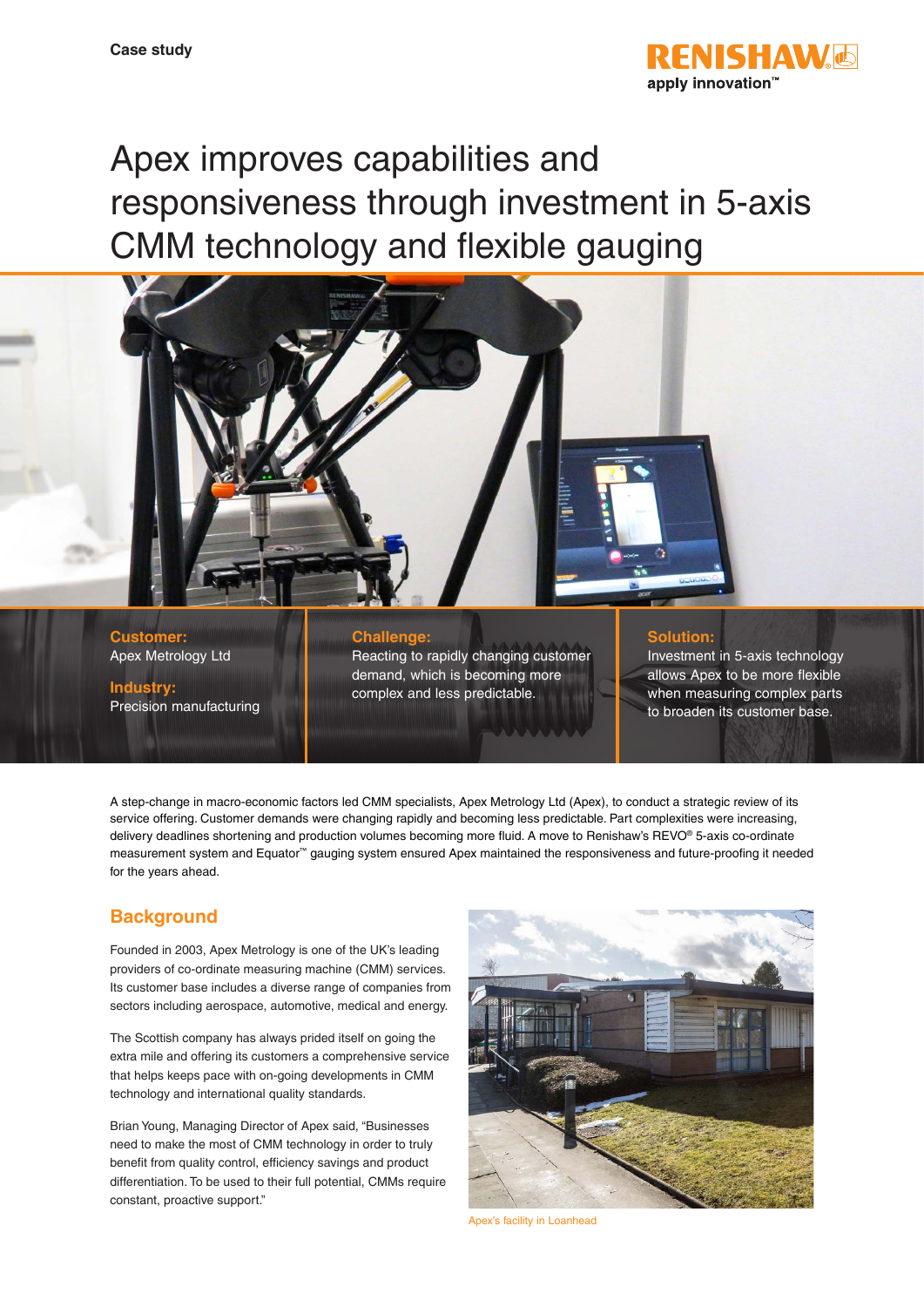Case study

# Apex improves capabilities and responsiveness through investment in 5-axis CMM technology and flexible gauging

**Customer:**
Apex Metrology Ltd

**Industry:**
Precision manufacturing

**Challenge:**
Reacting to rapidly changing customer demand, which is becoming more complex and less predictable.

**Solution:**
Investment in 5-axis technology allows Apex to be more flexible when measuring complex parts to broaden its customer base.

A step-change in macro-economic factors led CMM specialists, Apex Metrology Ltd (Apex), to conduct a strategic review of its service offering. Customer demands were changing rapidly and becoming less predictable. Part complexities were increasing, delivery deadlines shortening and production volumes becoming more fluid. A move to Renishaw's REVO® 5-axis co-ordinate measurement system and Equator™ gauging system ensured Apex maintained the responsiveness and future-proofing it needed for the years ahead.

## Background

Founded in 2003, Apex Metrology is one of the UK's leading providers of co-ordinate measuring machine (CMM) services. Its customer base includes a diverse range of companies from sectors including aerospace, automotive, medical and energy.

The Scottish company has always prided itself on going the extra mile and offering its customers a comprehensive service that helps keeps pace with on-going developments in CMM technology and international quality standards.

Brian Young, Managing Director of Apex said, "Businesses need to make the most of CMM technology in order to truly benefit from quality control, efficiency savings and product differentiation. To be used to their full potential, CMMs require constant, proactive support."

Apex's facility in Loanhead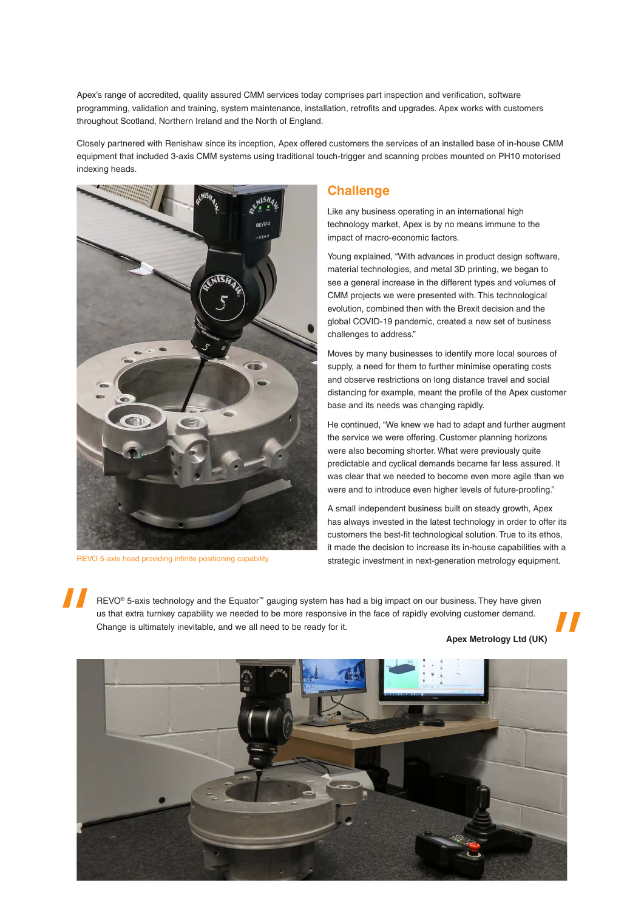Apex's range of accredited, quality assured CMM services today comprises part inspection and verification, software programming, validation and training, system maintenance, installation, retrofits and upgrades. Apex works with customers throughout Scotland, Northern Ireland and the North of England.

Closely partnered with Renishaw since its inception, Apex offered customers the services of an installed base of in-house CMM equipment that included 3-axis CMM systems using traditional touch-trigger and scanning probes mounted on PH10 motorised indexing heads.

REVO 5-axis head providing infinite positioning capability

## Challenge

Like any business operating in an international high technology market, Apex is by no means immune to the impact of macro-economic factors.

Young explained, "With advances in product design software, material technologies, and metal 3D printing, we began to see a general increase in the different types and volumes of CMM projects we were presented with. This technological evolution, combined then with the Brexit decision and the global COVID-19 pandemic, created a new set of business challenges to address."

Moves by many businesses to identify more local sources of supply, a need for them to further minimise operating costs and observe restrictions on long distance travel and social distancing for example, meant the profile of the Apex customer base and its needs was changing rapidly.

He continued, "We knew we had to adapt and further augment the service we were offering. Customer planning horizons were also becoming shorter. What were previously quite predictable and cyclical demands became far less assured. It was clear that we needed to become even more agile than we were and to introduce even higher levels of future-proofing."

A small independent business built on steady growth, Apex has always invested in the latest technology in order to offer its customers the best-fit technological solution. True to its ethos, it made the decision to increase its in-house capabilities with a strategic investment in next-generation metrology equipment.

> REVO® 5-axis technology and the Equator™ gauging system has had a big impact on our business. They have given us that extra turnkey capability we needed to be more responsive in the face of rapidly evolving customer demand. Change is ultimately inevitable, and we all need to be ready for it.
>
> **Apex Metrology Ltd (UK)**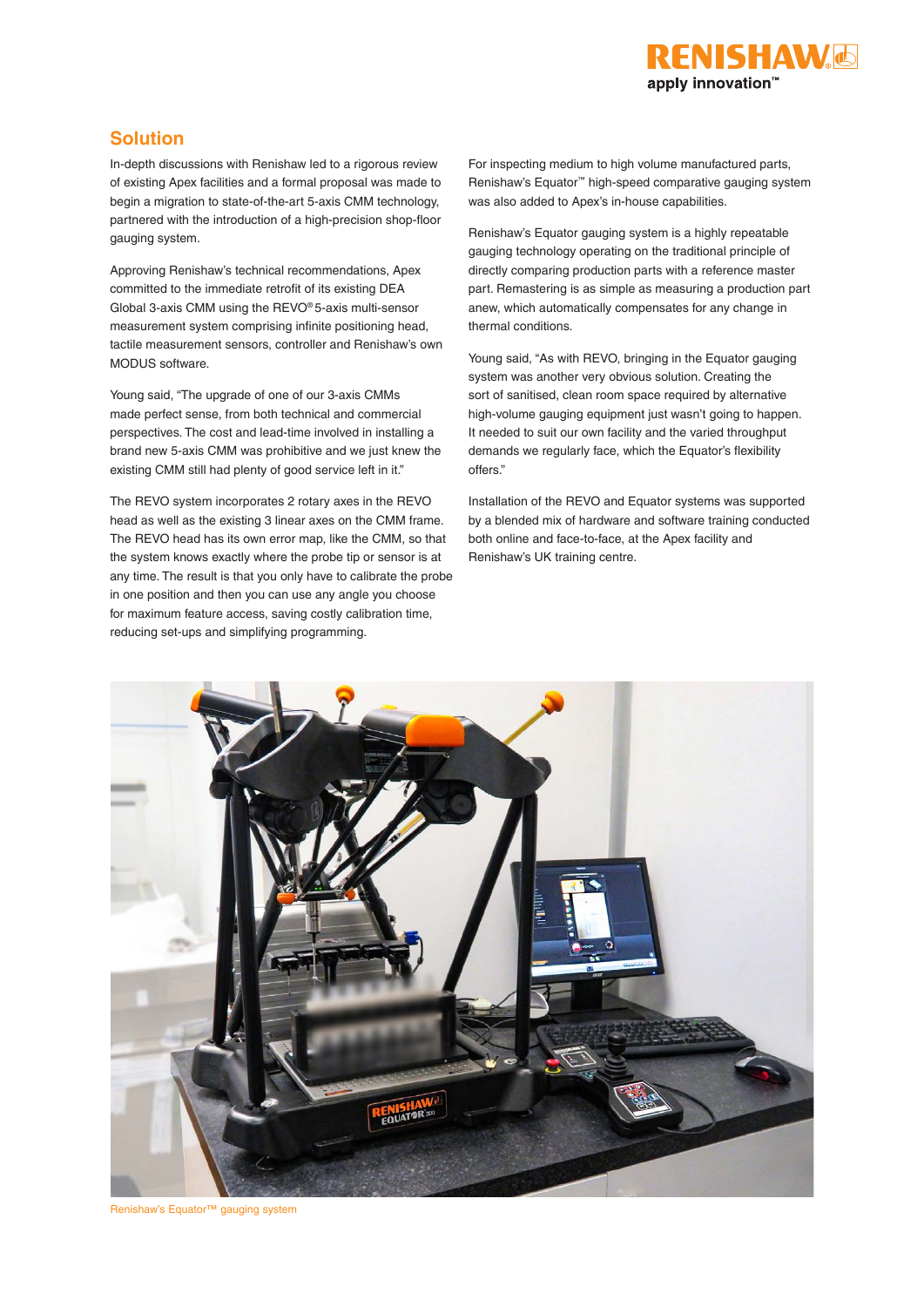## Solution

In-depth discussions with Renishaw led to a rigorous review of existing Apex facilities and a formal proposal was made to begin a migration to state-of-the-art 5-axis CMM technology, partnered with the introduction of a high-precision shop-floor gauging system.

Approving Renishaw's technical recommendations, Apex committed to the immediate retrofit of its existing DEA Global 3-axis CMM using the REVO® 5-axis multi-sensor measurement system comprising infinite positioning head, tactile measurement sensors, controller and Renishaw's own MODUS software.

Young said, "The upgrade of one of our 3-axis CMMs made perfect sense, from both technical and commercial perspectives. The cost and lead-time involved in installing a brand new 5-axis CMM was prohibitive and we just knew the existing CMM still had plenty of good service left in it."

The REVO system incorporates 2 rotary axes in the REVO head as well as the existing 3 linear axes on the CMM frame. The REVO head has its own error map, like the CMM, so that the system knows exactly where the probe tip or sensor is at any time. The result is that you only have to calibrate the probe in one position and then you can use any angle you choose for maximum feature access, saving costly calibration time, reducing set-ups and simplifying programming.

For inspecting medium to high volume manufactured parts, Renishaw's Equator™ high-speed comparative gauging system was also added to Apex's in-house capabilities.

Renishaw's Equator gauging system is a highly repeatable gauging technology operating on the traditional principle of directly comparing production parts with a reference master part. Remastering is as simple as measuring a production part anew, which automatically compensates for any change in thermal conditions.

Young said, "As with REVO, bringing in the Equator gauging system was another very obvious solution. Creating the sort of sanitised, clean room space required by alternative high-volume gauging equipment just wasn't going to happen. It needed to suit our own facility and the varied throughput demands we regularly face, which the Equator's flexibility offers."

Installation of the REVO and Equator systems was supported by a blended mix of hardware and software training conducted both online and face-to-face, at the Apex facility and Renishaw's UK training centre.

Renishaw's Equator™ gauging system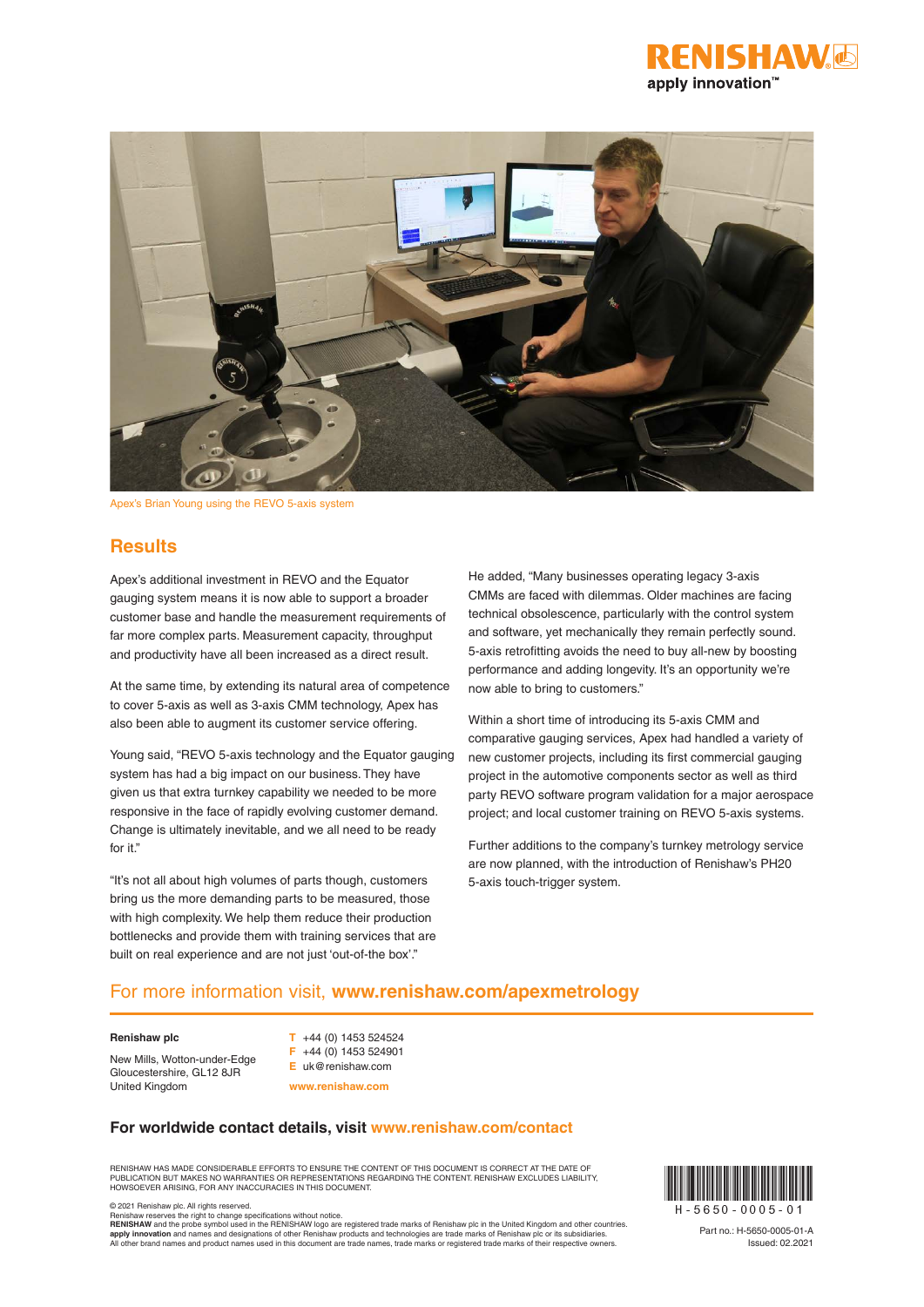Apex's Brian Young using the REVO 5-axis system

## Results

Apex's additional investment in REVO and the Equator gauging system means it is now able to support a broader customer base and handle the measurement requirements of far more complex parts. Measurement capacity, throughput and productivity have all been increased as a direct result.

At the same time, by extending its natural area of competence to cover 5-axis as well as 3-axis CMM technology, Apex has also been able to augment its customer service offering.

Young said, "REVO 5-axis technology and the Equator gauging system has had a big impact on our business. They have given us that extra turnkey capability we needed to be more responsive in the face of rapidly evolving customer demand. Change is ultimately inevitable, and we all need to be ready for it."

"It's not all about high volumes of parts though, customers bring us the more demanding parts to be measured, those with high complexity. We help them reduce their production bottlenecks and provide them with training services that are built on real experience and are not just 'out-of-the box'."

He added, "Many businesses operating legacy 3-axis CMMs are faced with dilemmas. Older machines are facing technical obsolescence, particularly with the control system and software, yet mechanically they remain perfectly sound. 5-axis retrofitting avoids the need to buy all-new by boosting performance and adding longevity. It's an opportunity we're now able to bring to customers."

Within a short time of introducing its 5-axis CMM and comparative gauging services, Apex had handled a variety of new customer projects, including its first commercial gauging project in the automotive components sector as well as third party REVO software program validation for a major aerospace project; and local customer training on REVO 5-axis systems.

Further additions to the company's turnkey metrology service are now planned, with the introduction of Renishaw's PH20 5-axis touch-trigger system.

For more information visit, **www.renishaw.com/apexmetrology**

**Renishaw plc**

New Mills, Wotton-under-Edge
Gloucestershire, GL12 8JR
United Kingdom

**T** +44 (0) 1453 524524
**F** +44 (0) 1453 524901
**E** uk@renishaw.com

www.renishaw.com

**For worldwide contact details, visit www.renishaw.com/contact**

RENISHAW HAS MADE CONSIDERABLE EFFORTS TO ENSURE THE CONTENT OF THIS DOCUMENT IS CORRECT AT THE DATE OF PUBLICATION BUT MAKES NO WARRANTIES OR REPRESENTATIONS REGARDING THE CONTENT. RENISHAW EXCLUDES LIABILITY, HOWSOEVER ARISING, FOR ANY INACCURACIES IN THIS DOCUMENT.

© 2021 Renishaw plc. All rights reserved.
Renishaw reserves the right to change specifications without notice.
**RENISHAW** and the probe symbol used in the RENISHAW logo are registered trade marks of Renishaw plc in the United Kingdom and other countries. **apply innovation** and names and designations of other Renishaw products and technologies are trade marks of Renishaw plc or its subsidiaries.
All other brand names and product names used in this document are trade names, trade marks or registered trade marks of their respective owners.

H-5650-0005-01

Part no.: H-5650-0005-01-A
Issued: 02.2021